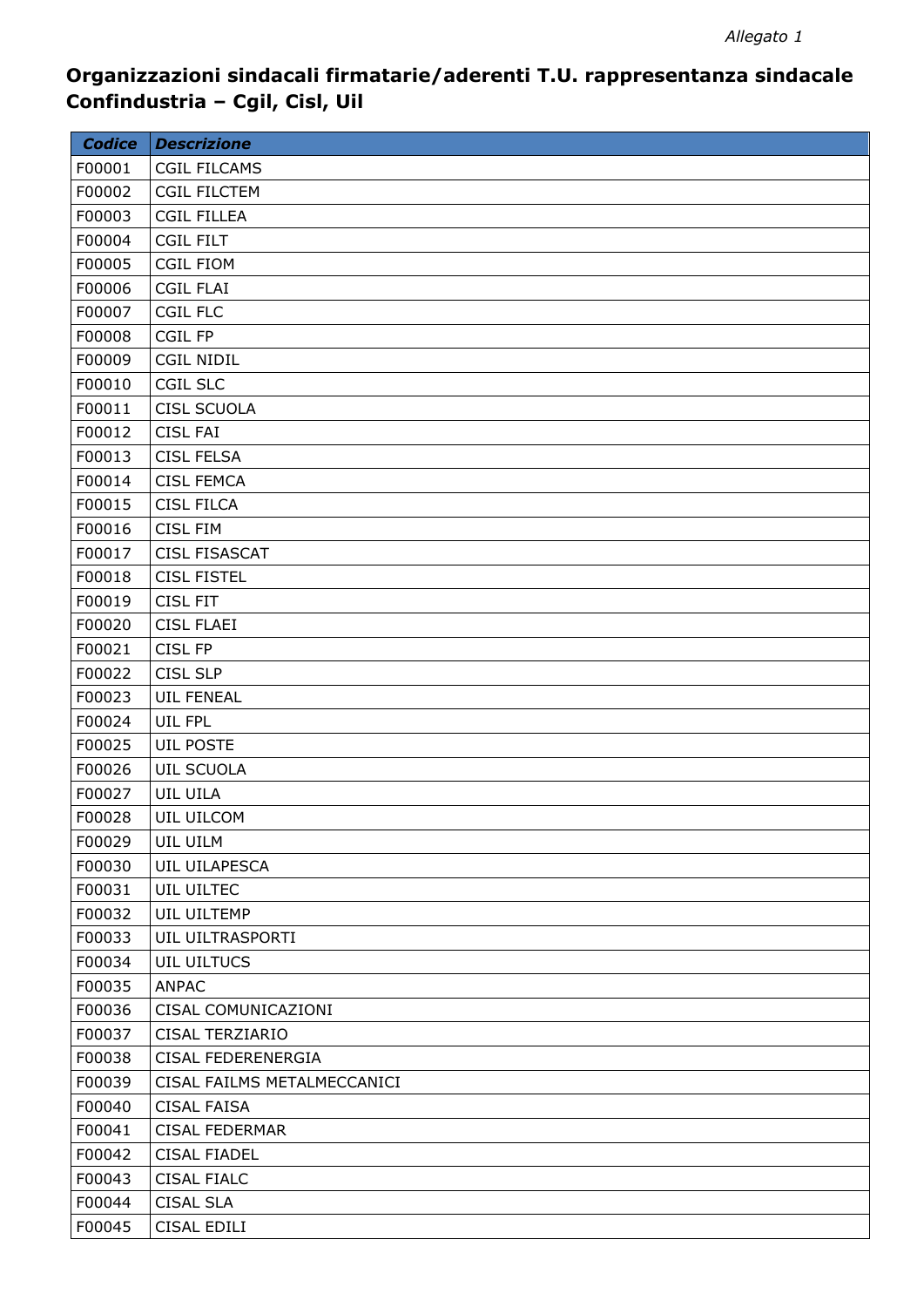*Allegato 1*

**Organizzazioni sindacali firmatarie/aderenti T.U. rappresentanza sindacale Confindustria – Cgil, Cisl, Uil**

| *Codice* | *Descrizione* |
|---|---|
| F00001 | CGIL FILCAMS |
| F00002 | CGIL FILCTEM |
| F00003 | CGIL FILLEA |
| F00004 | CGIL FILT |
| F00005 | CGIL FIOM |
| F00006 | CGIL FLAI |
| F00007 | CGIL FLC |
| F00008 | CGIL FP |
| F00009 | CGIL NIDIL |
| F00010 | CGIL SLC |
| F00011 | CISL SCUOLA |
| F00012 | CISL FAI |
| F00013 | CISL FELSA |
| F00014 | CISL FEMCA |
| F00015 | CISL FILCA |
| F00016 | CISL FIM |
| F00017 | CISL FISASCAT |
| F00018 | CISL FISTEL |
| F00019 | CISL FIT |
| F00020 | CISL FLAEI |
| F00021 | CISL FP |
| F00022 | CISL SLP |
| F00023 | UIL FENEAL |
| F00024 | UIL FPL |
| F00025 | UIL POSTE |
| F00026 | UIL SCUOLA |
| F00027 | UIL UILA |
| F00028 | UIL UILCOM |
| F00029 | UIL UILM |
| F00030 | UIL UILAPESCA |
| F00031 | UIL UILTEC |
| F00032 | UIL UILTEMP |
| F00033 | UIL UILTRASPORTI |
| F00034 | UIL UILTUCS |
| F00035 | ANPAC |
| F00036 | CISAL COMUNICAZIONI |
| F00037 | CISAL TERZIARIO |
| F00038 | CISAL FEDERENERGIA |
| F00039 | CISAL FAILMS METALMECCANICI |
| F00040 | CISAL FAISA |
| F00041 | CISAL FEDERMAR |
| F00042 | CISAL FIADEL |
| F00043 | CISAL FIALC |
| F00044 | CISAL SLA |
| F00045 | CISAL EDILI |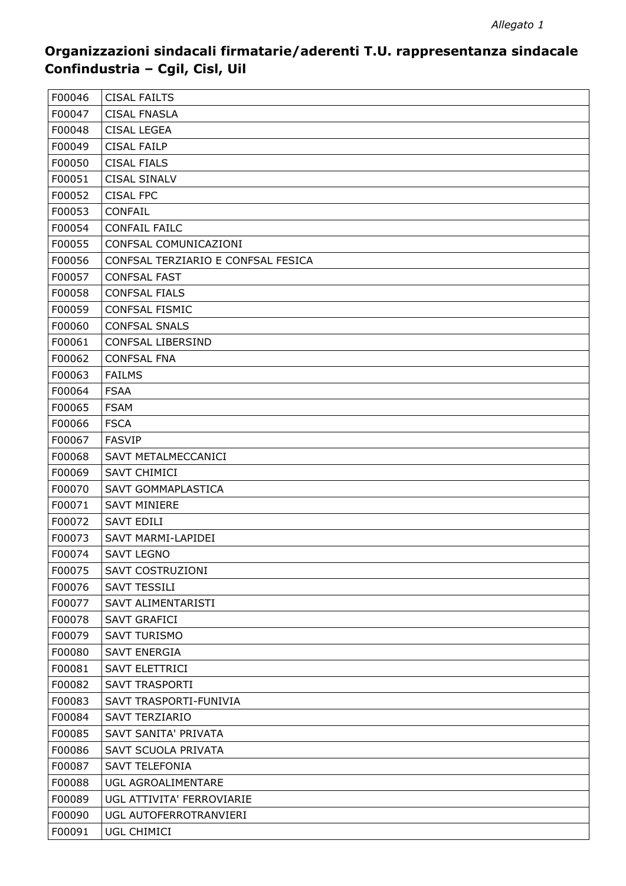*Allegato 1*

## Organizzazioni sindacali firmatarie/aderenti T.U. rappresentanza sindacale Confindustria – Cgil, Cisl, Uil

| | |
|---|---|
| F00046 | CISAL FAILTS |
| F00047 | CISAL FNASLA |
| F00048 | CISAL LEGEA |
| F00049 | CISAL FAILP |
| F00050 | CISAL FIALS |
| F00051 | CISAL SINALV |
| F00052 | CISAL FPC |
| F00053 | CONFAIL |
| F00054 | CONFAIL FAILC |
| F00055 | CONFSAL COMUNICAZIONI |
| F00056 | CONFSAL TERZIARIO E CONFSAL FESICA |
| F00057 | CONFSAL FAST |
| F00058 | CONFSAL FIALS |
| F00059 | CONFSAL FISMIC |
| F00060 | CONFSAL SNALS |
| F00061 | CONFSAL LIBERSIND |
| F00062 | CONFSAL FNA |
| F00063 | FAILMS |
| F00064 | FSAA |
| F00065 | FSAM |
| F00066 | FSCA |
| F00067 | FASVIP |
| F00068 | SAVT METALMECCANICI |
| F00069 | SAVT CHIMICI |
| F00070 | SAVT GOMMAPLASTICA |
| F00071 | SAVT MINIERE |
| F00072 | SAVT EDILI |
| F00073 | SAVT MARMI-LAPIDEI |
| F00074 | SAVT LEGNO |
| F00075 | SAVT COSTRUZIONI |
| F00076 | SAVT TESSILI |
| F00077 | SAVT ALIMENTARISTI |
| F00078 | SAVT GRAFICI |
| F00079 | SAVT TURISMO |
| F00080 | SAVT ENERGIA |
| F00081 | SAVT ELETTRICI |
| F00082 | SAVT TRASPORTI |
| F00083 | SAVT TRASPORTI-FUNIVIA |
| F00084 | SAVT TERZIARIO |
| F00085 | SAVT SANITA' PRIVATA |
| F00086 | SAVT SCUOLA PRIVATA |
| F00087 | SAVT TELEFONIA |
| F00088 | UGL AGROALIMENTARE |
| F00089 | UGL ATTIVITA' FERROVIARIE |
| F00090 | UGL AUTOFERROTRANVIERI |
| F00091 | UGL CHIMICI |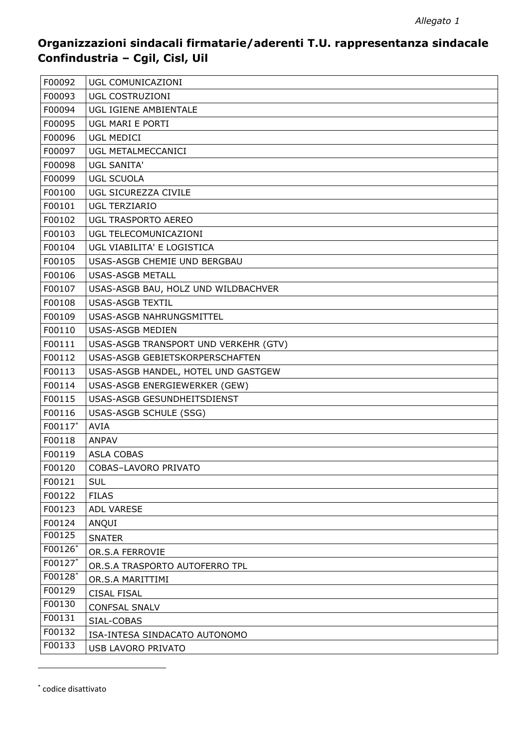*Allegato 1*

## Organizzazioni sindacali firmatarie/aderenti T.U. rappresentanza sindacale Confindustria – Cgil, Cisl, Uil

| | |
|---|---|
| F00092 | UGL COMUNICAZIONI |
| F00093 | UGL COSTRUZIONI |
| F00094 | UGL IGIENE AMBIENTALE |
| F00095 | UGL MARI E PORTI |
| F00096 | UGL MEDICI |
| F00097 | UGL METALMECCANICI |
| F00098 | UGL SANITA' |
| F00099 | UGL SCUOLA |
| F00100 | UGL SICUREZZA CIVILE |
| F00101 | UGL TERZIARIO |
| F00102 | UGL TRASPORTO AEREO |
| F00103 | UGL TELECOMUNICAZIONI |
| F00104 | UGL VIABILITA' E LOGISTICA |
| F00105 | USAS-ASGB CHEMIE UND BERGBAU |
| F00106 | USAS-ASGB METALL |
| F00107 | USAS-ASGB BAU, HOLZ UND WILDBACHVER |
| F00108 | USAS-ASGB TEXTIL |
| F00109 | USAS-ASGB NAHRUNGSMITTEL |
| F00110 | USAS-ASGB MEDIEN |
| F00111 | USAS-ASGB TRANSPORT UND VERKEHR (GTV) |
| F00112 | USAS-ASGB GEBIETSKORPERSCHAFTEN |
| F00113 | USAS-ASGB HANDEL, HOTEL UND GASTGEW |
| F00114 | USAS-ASGB ENERGIEWERKER (GEW) |
| F00115 | USAS-ASGB GESUNDHEITSDIENST |
| F00116 | USAS-ASGB SCHULE (SSG) |
| F00117* | AVIA |
| F00118 | ANPAV |
| F00119 | ASLA COBAS |
| F00120 | COBAS–LAVORO PRIVATO |
| F00121 | SUL |
| F00122 | FILAS |
| F00123 | ADL VARESE |
| F00124 | ANQUI |
| F00125 | SNATER |
| F00126* | OR.S.A FERROVIE |
| F00127* | OR.S.A TRASPORTO AUTOFERRO TPL |
| F00128* | OR.S.A MARITTIMI |
| F00129 | CISAL FISAL |
| F00130 | CONFSAL SNALV |
| F00131 | SIAL-COBAS |
| F00132 | ISA-INTESA SINDACATO AUTONOMO |
| F00133 | USB LAVORO PRIVATO |

* codice disattivato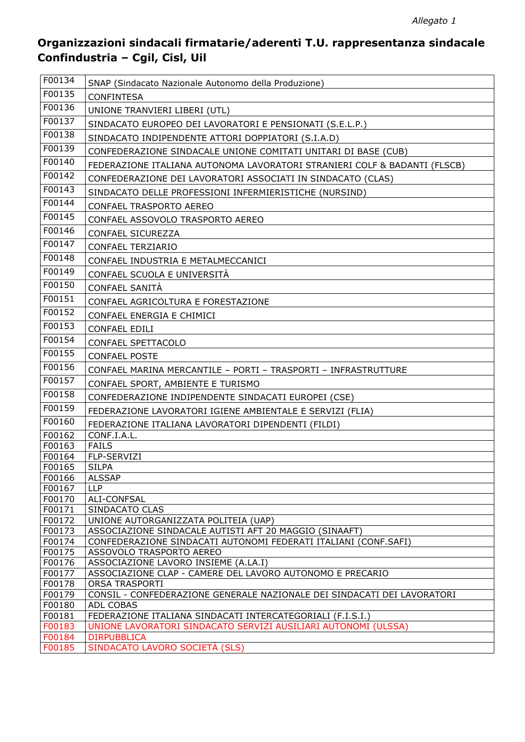*Allegato 1*

# Organizzazioni sindacali firmatarie/aderenti T.U. rappresentanza sindacale Confindustria – Cgil, Cisl, Uil

| | |
|---|---|
| F00134 | SNAP (Sindacato Nazionale Autonomo della Produzione) |
| F00135 | CONFINTESA |
| F00136 | UNIONE TRANVIERI LIBERI (UTL) |
| F00137 | SINDACATO EUROPEO DEI LAVORATORI E PENSIONATI (S.E.L.P.) |
| F00138 | SINDACATO INDIPENDENTE ATTORI DOPPIATORI (S.I.A.D) |
| F00139 | CONFEDERAZIONE SINDACALE UNIONE COMITATI UNITARI DI BASE (CUB) |
| F00140 | FEDERAZIONE ITALIANA AUTONOMA LAVORATORI STRANIERI COLF & BADANTI (FLSCB) |
| F00142 | CONFEDERAZIONE DEI LAVORATORI ASSOCIATI IN SINDACATO (CLAS) |
| F00143 | SINDACATO DELLE PROFESSIONI INFERMIERISTICHE (NURSIND) |
| F00144 | CONFAEL TRASPORTO AEREO |
| F00145 | CONFAEL ASSOVOLO TRASPORTO AEREO |
| F00146 | CONFAEL SICUREZZA |
| F00147 | CONFAEL TERZIARIO |
| F00148 | CONFAEL INDUSTRIA E METALMECCANICI |
| F00149 | CONFAEL SCUOLA E UNIVERSITÀ |
| F00150 | CONFAEL SANITÀ |
| F00151 | CONFAEL AGRICOLTURA E FORESTAZIONE |
| F00152 | CONFAEL ENERGIA E CHIMICI |
| F00153 | CONFAEL EDILI |
| F00154 | CONFAEL SPETTACOLO |
| F00155 | CONFAEL POSTE |
| F00156 | CONFAEL MARINA MERCANTILE – PORTI – TRASPORTI – INFRASTRUTTURE |
| F00157 | CONFAEL SPORT, AMBIENTE E TURISMO |
| F00158 | CONFEDERAZIONE INDIPENDENTE SINDACATI EUROPEI (CSE) |
| F00159 | FEDERAZIONE LAVORATORI IGIENE AMBIENTALE E SERVIZI (FLIA) |
| F00160 | FEDERAZIONE ITALIANA LAVORATORI DIPENDENTI (FILDI) |
| F00162 | CONF.I.A.L. |
| F00163 | FAILS |
| F00164 | FLP-SERVIZI |
| F00165 | SILPA |
| F00166 | ALSSAP |
| F00167 | LLP |
| F00170 | ALI-CONFSAL |
| F00171 | SINDACATO CLAS |
| F00172 | UNIONE AUTORGANIZZATA POLITEIA (UAP) |
| F00173 | ASSOCIAZIONE SINDACALE AUTISTI AFT 20 MAGGIO (SINAAFT) |
| F00174 | CONFEDERAZIONE SINDACATI AUTONOMI FEDERATI ITALIANI (CONF.SAFI) |
| F00175 | ASSOVOLO TRASPORTO AEREO |
| F00176 | ASSOCIAZIONE LAVORO INSIEME (A.LA.I) |
| F00177 | ASSOCIAZIONE CLAP - CAMERE DEL LAVORO AUTONOMO E PRECARIO |
| F00178 | ORSA TRASPORTI |
| F00179 | CONSIL - CONFEDERAZIONE GENERALE NAZIONALE DEI SINDACATI DEI LAVORATORI |
| F00180 | ADL COBAS |
| F00181 | FEDERAZIONE ITALIANA SINDACATI INTERCATEGORIALI (F.I.S.I.) |
| F00183 | UNIONE LAVORATORI SINDACATO SERVIZI AUSILIARI AUTONOMI (ULSSA) |
| F00184 | DIRPUBBLICA |
| F00185 | SINDACATO LAVORO SOCIETÀ (SLS) |